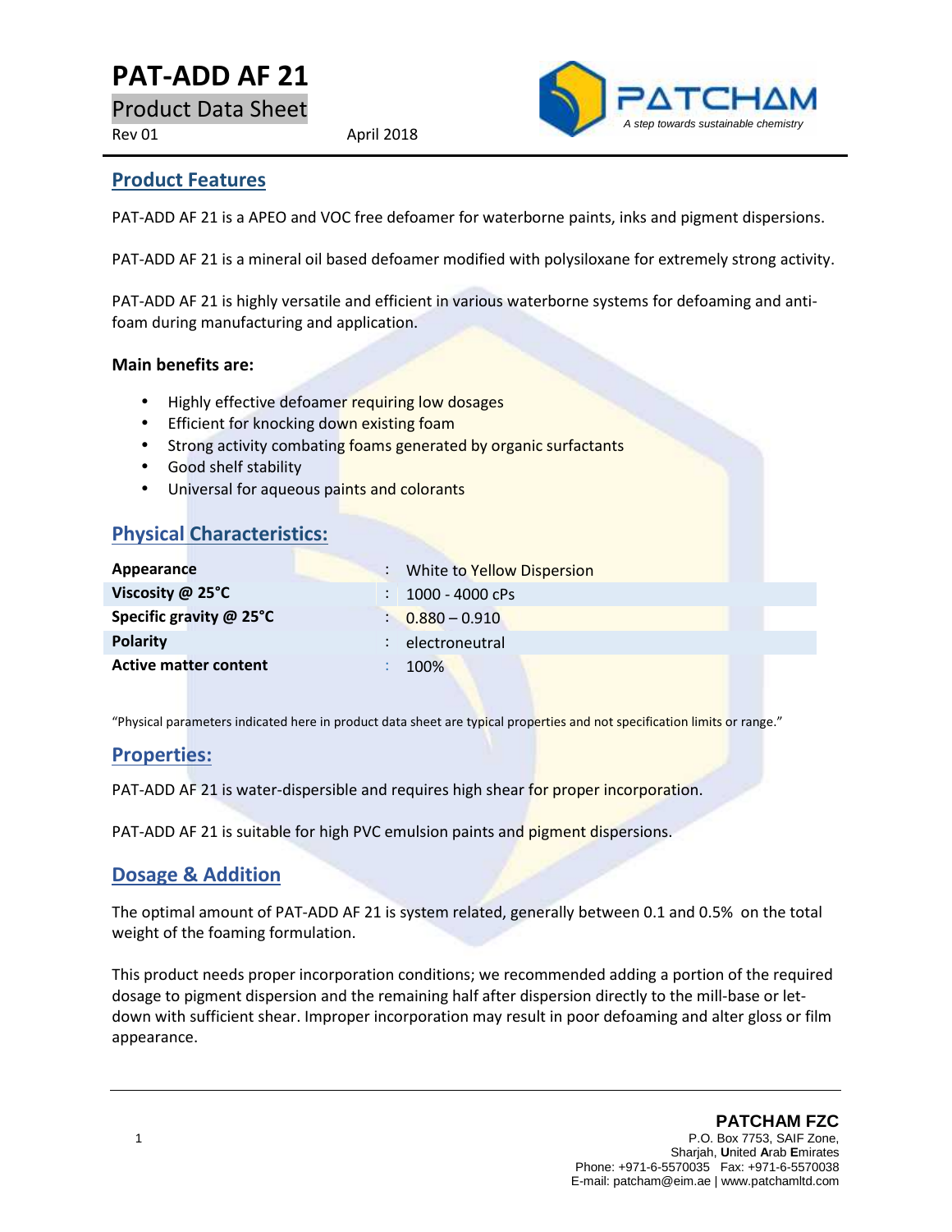# PAT-ADD AF 21

Product Data Sheet

Rev 01 April 2018

PATCHAM
*A step towards sustainable chemistry*

## Product Features

PAT-ADD AF 21 is a APEO and VOC free defoamer for waterborne paints, inks and pigment dispersions.

PAT-ADD AF 21 is a mineral oil based defoamer modified with polysiloxane for extremely strong activity.

PAT-ADD AF 21 is highly versatile and efficient in various waterborne systems for defoaming and anti-foam during manufacturing and application.

**Main benefits are:**

- Highly effective defoamer requiring low dosages
- Efficient for knocking down existing foam
- Strong activity combating foams generated by organic surfactants
- Good shelf stability
- Universal for aqueous paints and colorants

## Physical Characteristics:

| | | |
|---|---|---|
| **Appearance** | : | White to Yellow Dispersion |
| **Viscosity @ 25°C** | : | 1000 - 4000 cPs |
| **Specific gravity @ 25°C** | : | 0.880 – 0.910 |
| **Polarity** | : | electroneutral |
| **Active matter content** | : | 100% |

"Physical parameters indicated here in product data sheet are typical properties and not specification limits or range."

## Properties:

PAT-ADD AF 21 is water-dispersible and requires high shear for proper incorporation.

PAT-ADD AF 21 is suitable for high PVC emulsion paints and pigment dispersions.

## Dosage & Addition

The optimal amount of PAT-ADD AF 21 is system related, generally between 0.1 and 0.5% on the total weight of the foaming formulation.

This product needs proper incorporation conditions; we recommended adding a portion of the required dosage to pigment dispersion and the remaining half after dispersion directly to the mill-base or let-down with sufficient shear. Improper incorporation may result in poor defoaming and alter gloss or film appearance.

**PATCHAM FZC**
P.O. Box 7753, SAIF Zone,
Sharjah, **U**nited **A**rab **E**mirates
Phone: +971-6-5570035 Fax: +971-6-5570038
E-mail: patcham@eim.ae | www.patchamltd.com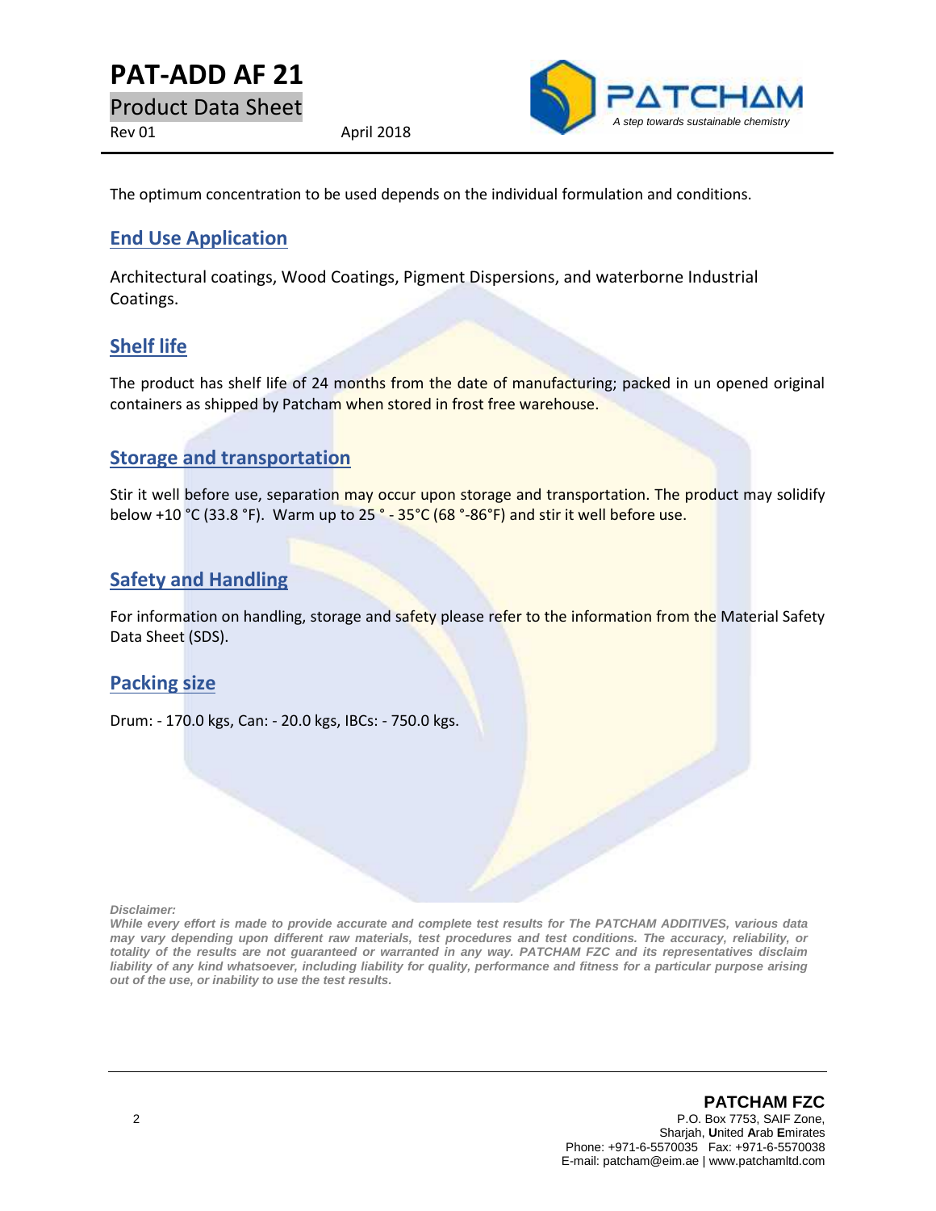The optimum concentration to be used depends on the individual formulation and conditions.

## End Use Application

Architectural coatings, Wood Coatings, Pigment Dispersions, and waterborne Industrial Coatings.

## Shelf life

The product has shelf life of 24 months from the date of manufacturing; packed in un opened original containers as shipped by Patcham when stored in frost free warehouse.

## Storage and transportation

Stir it well before use, separation may occur upon storage and transportation. The product may solidify below +10 °C (33.8 °F). Warm up to 25 ° - 35°C (68 °-86°F) and stir it well before use.

## Safety and Handling

For information on handling, storage and safety please refer to the information from the Material Safety Data Sheet (SDS).

## Packing size

Drum: - 170.0 kgs, Can: - 20.0 kgs, IBCs: - 750.0 kgs.

***Disclaimer:***

***While every effort is made to provide accurate and complete test results for The PATCHAM ADDITIVES, various data may vary depending upon different raw materials, test procedures and test conditions. The accuracy, reliability, or totality of the results are not guaranteed or warranted in any way. PATCHAM FZC and its representatives disclaim liability of any kind whatsoever, including liability for quality, performance and fitness for a particular purpose arising out of the use, or inability to use the test results.***

**PATCHAM FZC**
P.O. Box 7753, SAIF Zone,
Sharjah, **U**nited **A**rab **E**mirates
Phone: +971-6-5570035 Fax: +971-6-5570038
E-mail: patcham@eim.ae | www.patchamltd.com